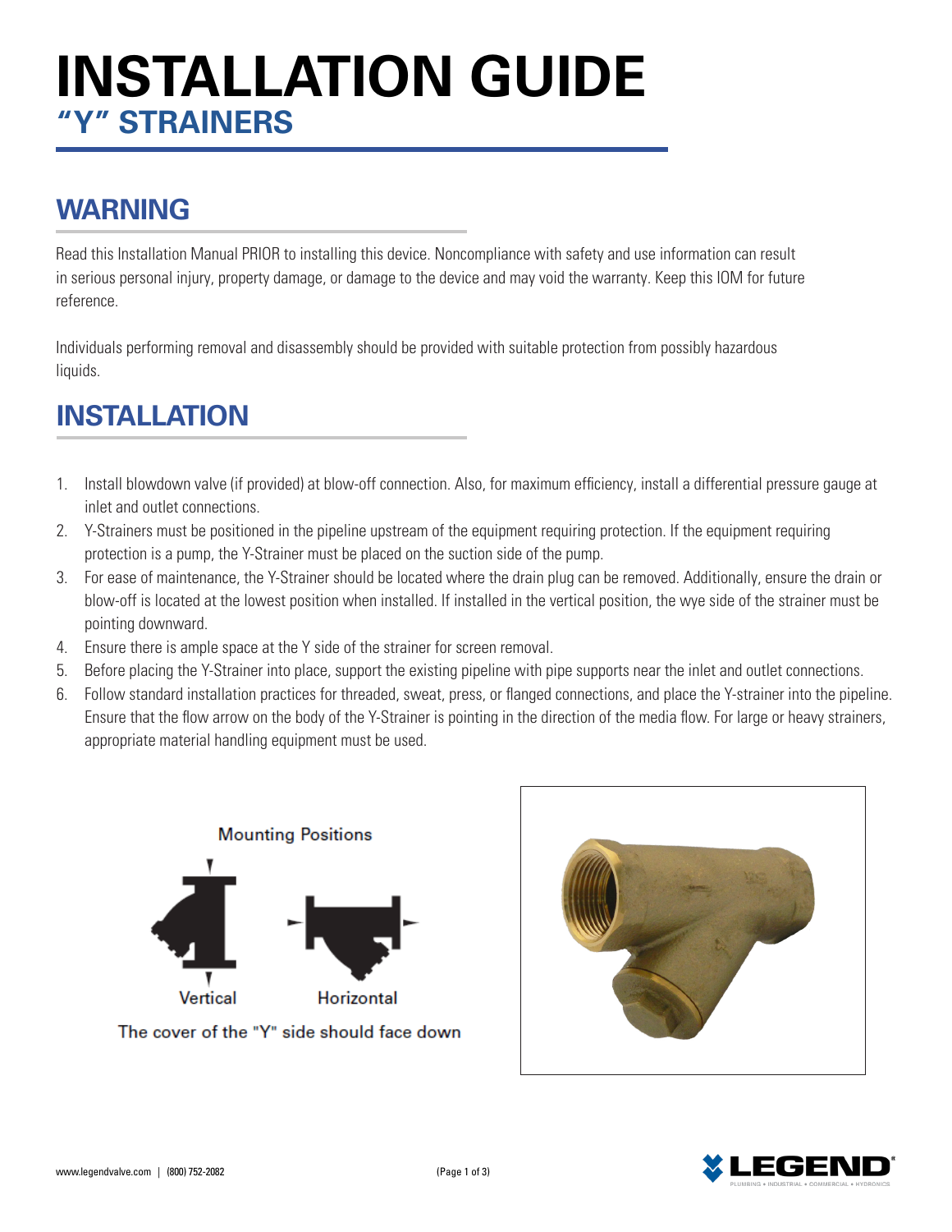# INSTALLATION GUIDE

## "Y" STRAINERS

## WARNING

Read this Installation Manual PRIOR to installing this device. Noncompliance with safety and use information can result in serious personal injury, property damage, or damage to the device and may void the warranty. Keep this IOM for future reference.

Individuals performing removal and disassembly should be provided with suitable protection from possibly hazardous liquids.

## INSTALLATION

1. Install blowdown valve (if provided) at blow-off connection. Also, for maximum efficiency, install a differential pressure gauge at inlet and outlet connections.
2. Y-Strainers must be positioned in the pipeline upstream of the equipment requiring protection. If the equipment requiring protection is a pump, the Y-Strainer must be placed on the suction side of the pump.
3. For ease of maintenance, the Y-Strainer should be located where the drain plug can be removed. Additionally, ensure the drain or blow-off is located at the lowest position when installed. If installed in the vertical position, the wye side of the strainer must be pointing downward.
4. Ensure there is ample space at the Y side of the strainer for screen removal.
5. Before placing the Y-Strainer into place, support the existing pipeline with pipe supports near the inlet and outlet connections.
6. Follow standard installation practices for threaded, sweat, press, or flanged connections, and place the Y-strainer into the pipeline. Ensure that the flow arrow on the body of the Y-Strainer is pointing in the direction of the media flow. For large or heavy strainers, appropriate material handling equipment must be used.

Mounting Positions

Vertical — Horizontal

The cover of the "Y" side should face down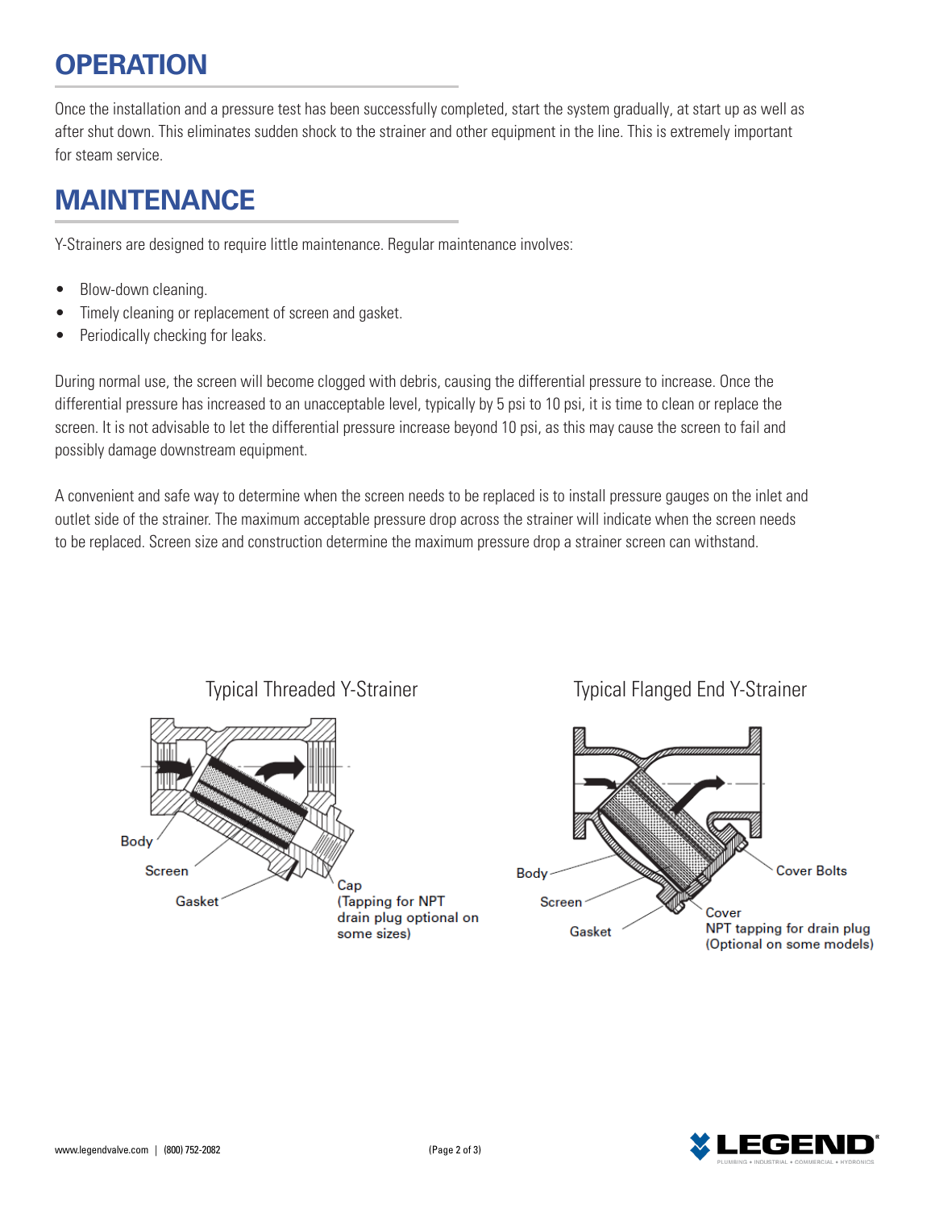# OPERATION

Once the installation and a pressure test has been successfully completed, start the system gradually, at start up as well as after shut down. This eliminates sudden shock to the strainer and other equipment in the line. This is extremely important for steam service.

# MAINTENANCE

Y-Strainers are designed to require little maintenance. Regular maintenance involves:

- Blow-down cleaning.
- Timely cleaning or replacement of screen and gasket.
- Periodically checking for leaks.

During normal use, the screen will become clogged with debris, causing the differential pressure to increase. Once the differential pressure has increased to an unacceptable level, typically by 5 psi to 10 psi, it is time to clean or replace the screen. It is not advisable to let the differential pressure increase beyond 10 psi, as this may cause the screen to fail and possibly damage downstream equipment.

A convenient and safe way to determine when the screen needs to be replaced is to install pressure gauges on the inlet and outlet side of the strainer. The maximum acceptable pressure drop across the strainer will indicate when the screen needs to be replaced. Screen size and construction determine the maximum pressure drop a strainer screen can withstand.

Typical Threaded Y-Strainer

Body
Screen
Gasket
Cap (Tapping for NPT drain plug optional on some sizes)

Typical Flanged End Y-Strainer

Body
Screen
Gasket
Cover Bolts
Cover
NPT tapping for drain plug (Optional on some models)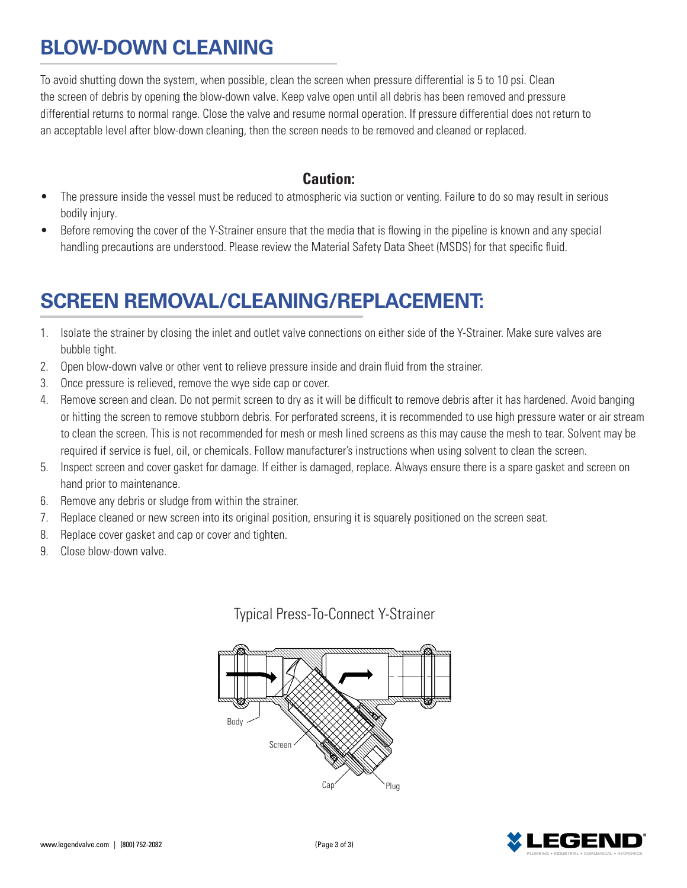## BLOW-DOWN CLEANING

To avoid shutting down the system, when possible, clean the screen when pressure differential is 5 to 10 psi. Clean the screen of debris by opening the blow-down valve. Keep valve open until all debris has been removed and pressure differential returns to normal range. Close the valve and resume normal operation. If pressure differential does not return to an acceptable level after blow-down cleaning, then the screen needs to be removed and cleaned or replaced.

**Caution:**

- The pressure inside the vessel must be reduced to atmospheric via suction or venting. Failure to do so may result in serious bodily injury.
- Before removing the cover of the Y-Strainer ensure that the media that is flowing in the pipeline is known and any special handling precautions are understood. Please review the Material Safety Data Sheet (MSDS) for that specific fluid.

## SCREEN REMOVAL/CLEANING/REPLACEMENT:

1. Isolate the strainer by closing the inlet and outlet valve connections on either side of the Y-Strainer. Make sure valves are bubble tight.
2. Open blow-down valve or other vent to relieve pressure inside and drain fluid from the strainer.
3. Once pressure is relieved, remove the wye side cap or cover.
4. Remove screen and clean. Do not permit screen to dry as it will be difficult to remove debris after it has hardened. Avoid banging or hitting the screen to remove stubborn debris. For perforated screens, it is recommended to use high pressure water or air stream to clean the screen. This is not recommended for mesh or mesh lined screens as this may cause the mesh to tear. Solvent may be required if service is fuel, oil, or chemicals. Follow manufacturer's instructions when using solvent to clean the screen.
5. Inspect screen and cover gasket for damage. If either is damaged, replace. Always ensure there is a spare gasket and screen on hand prior to maintenance.
6. Remove any debris or sludge from within the strainer.
7. Replace cleaned or new screen into its original position, ensuring it is squarely positioned on the screen seat.
8. Replace cover gasket and cap or cover and tighten.
9. Close blow-down valve.

Typical Press-To-Connect Y-Strainer

Body
Screen
Cap
Plug